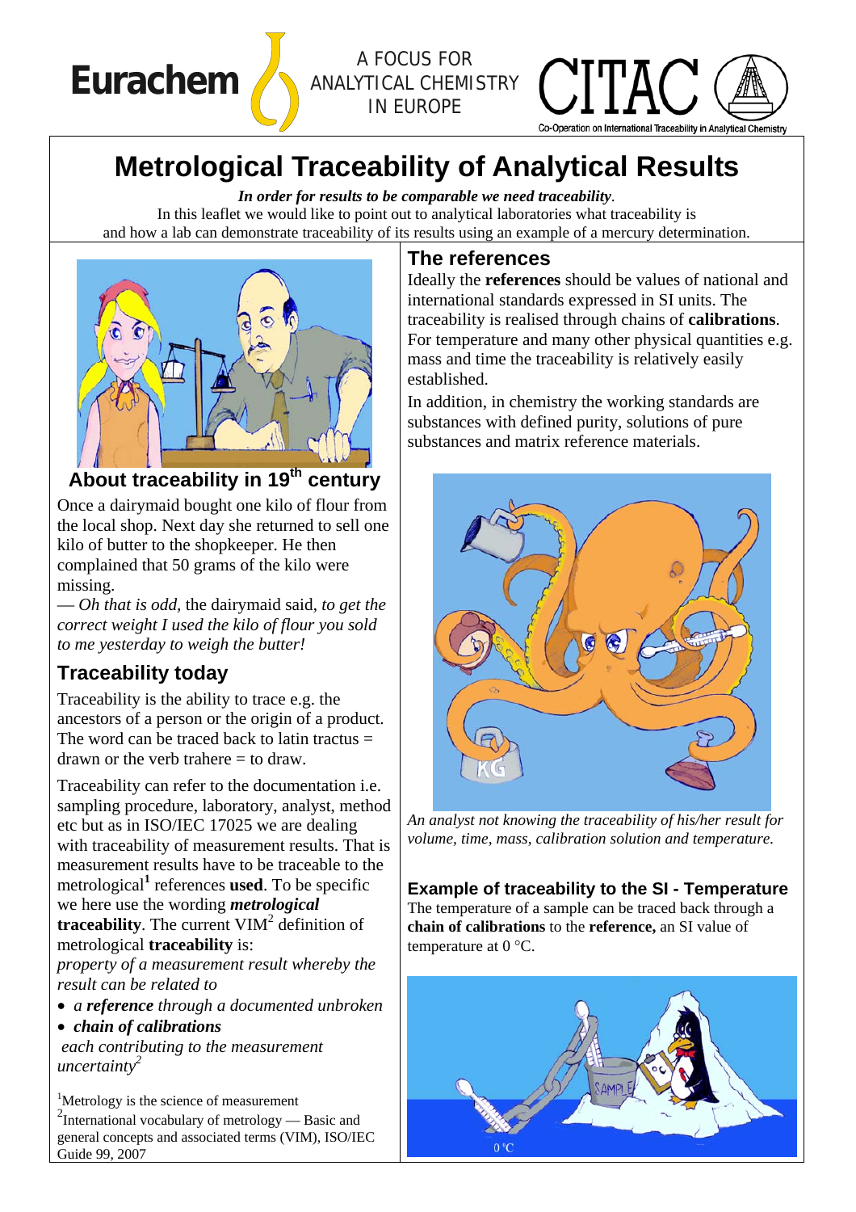Eurachem

A FOCUS FOR ANALYTICAL CHEMISTRY IN EUROPE

CITAC

Co-Operation on International Traceability in Analytical Chemistry

# Metrological Traceability of Analytical Results

***In order for results to be comparable we need traceability****.*

In this leaflet we would like to point out to analytical laboratories what traceability is and how a lab can demonstrate traceability of its results using an example of a mercury determination.

## About traceability in 19th century

Once a dairymaid bought one kilo of flour from the local shop. Next day she returned to sell one kilo of butter to the shopkeeper. He then complained that 50 grams of the kilo were missing.

— *Oh that is odd*, the dairymaid said, *to get the correct weight I used the kilo of flour you sold to me yesterday to weigh the butter!*

## Traceability today

Traceability is the ability to trace e.g. the ancestors of a person or the origin of a product. The word can be traced back to latin tractus = drawn or the verb trahere = to draw.

Traceability can refer to the documentation i.e. sampling procedure, laboratory, analyst, method etc but as in ISO/IEC 17025 we are dealing with traceability of measurement results. That is measurement results have to be traceable to the metrological[1] references **used**. To be specific we here use the wording ***metrological*** **traceability**. The current VIM[2] definition of metrological **traceability** is:

*property of a measurement result whereby the result can be related to*

- *a* ***reference*** *through a documented unbroken*
- ***chain of calibrations***

*each contributing to the measurement uncertainty*[2]

[1]Metrology is the science of measurement

[2]International vocabulary of metrology — Basic and general concepts and associated terms (VIM), ISO/IEC Guide 99, 2007

## The references

Ideally the **references** should be values of national and international standards expressed in SI units. The traceability is realised through chains of **calibrations**. For temperature and many other physical quantities e.g. mass and time the traceability is relatively easily established.

In addition, in chemistry the working standards are substances with defined purity, solutions of pure substances and matrix reference materials.

*An analyst not knowing the traceability of his/her result for volume, time, mass, calibration solution and temperature.*

### Example of traceability to the SI - Temperature

The temperature of a sample can be traced back through a **chain of calibrations** to the **reference,** an SI value of temperature at 0 °C.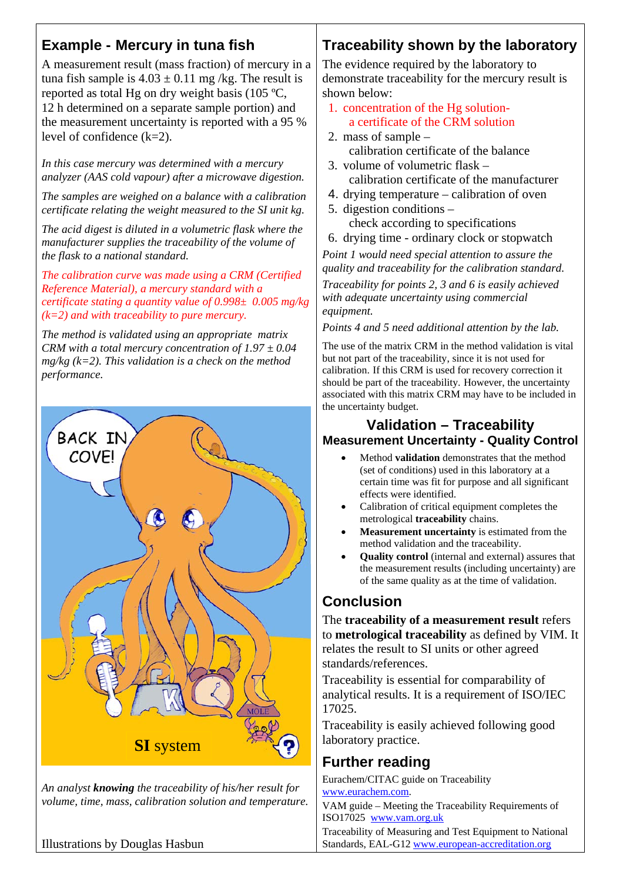## Example - Mercury in tuna fish

A measurement result (mass fraction) of mercury in a tuna fish sample is 4.03 ± 0.11 mg /kg. The result is reported as total Hg on dry weight basis (105 ºC, 12 h determined on a separate sample portion) and the measurement uncertainty is reported with a 95 % level of confidence (k=2).

*In this case mercury was determined with a mercury analyzer (AAS cold vapour) after a microwave digestion.*

*The samples are weighed on a balance with a calibration certificate relating the weight measured to the SI unit kg.*

*The acid digest is diluted in a volumetric flask where the manufacturer supplies the traceability of the volume of the flask to a national standard.*

*The calibration curve was made using a CRM (Certified Reference Material), a mercury standard with a certificate stating a quantity value of 0.998± 0.005 mg/kg (k=2) and with traceability to pure mercury.*

*The method is validated using an appropriate matrix CRM with a total mercury concentration of 1.97 ± 0.04 mg/kg (k=2). This validation is a check on the method performance.*

*An analyst **knowing** the traceability of his/her result for volume, time, mass, calibration solution and temperature.*

Illustrations by Douglas Hasbun

## Traceability shown by the laboratory

The evidence required by the laboratory to demonstrate traceability for the mercury result is shown below:

1. concentration of the Hg solution- a certificate of the CRM solution
2. mass of sample – calibration certificate of the balance
3. volume of volumetric flask – calibration certificate of the manufacturer
4. drying temperature – calibration of oven
5. digestion conditions – check according to specifications
6. drying time - ordinary clock or stopwatch

*Point 1 would need special attention to assure the quality and traceability for the calibration standard.*

*Traceability for points 2, 3 and 6 is easily achieved with adequate uncertainty using commercial equipment.*

*Points 4 and 5 need additional attention by the lab.*

The use of the matrix CRM in the method validation is vital but not part of the traceability, since it is not used for calibration. If this CRM is used for recovery correction it should be part of the traceability. However, the uncertainty associated with this matrix CRM may have to be included in the uncertainty budget.

## Validation – Traceability
### Measurement Uncertainty - Quality Control

- Method **validation** demonstrates that the method (set of conditions) used in this laboratory at a certain time was fit for purpose and all significant effects were identified.
- Calibration of critical equipment completes the metrological **traceability** chains.
- **Measurement uncertainty** is estimated from the method validation and the traceability.
- **Quality control** (internal and external) assures that the measurement results (including uncertainty) are of the same quality as at the time of validation.

## Conclusion

The **traceability of a measurement result** refers to **metrological traceability** as defined by VIM. It relates the result to SI units or other agreed standards/references.

Traceability is essential for comparability of analytical results. It is a requirement of ISO/IEC 17025.

Traceability is easily achieved following good laboratory practice.

## Further reading

Eurachem/CITAC guide on Traceability www.eurachem.com.

VAM guide – Meeting the Traceability Requirements of ISO17025 www.vam.org.uk

Traceability of Measuring and Test Equipment to National Standards, EAL-G12 www.european-accreditation.org